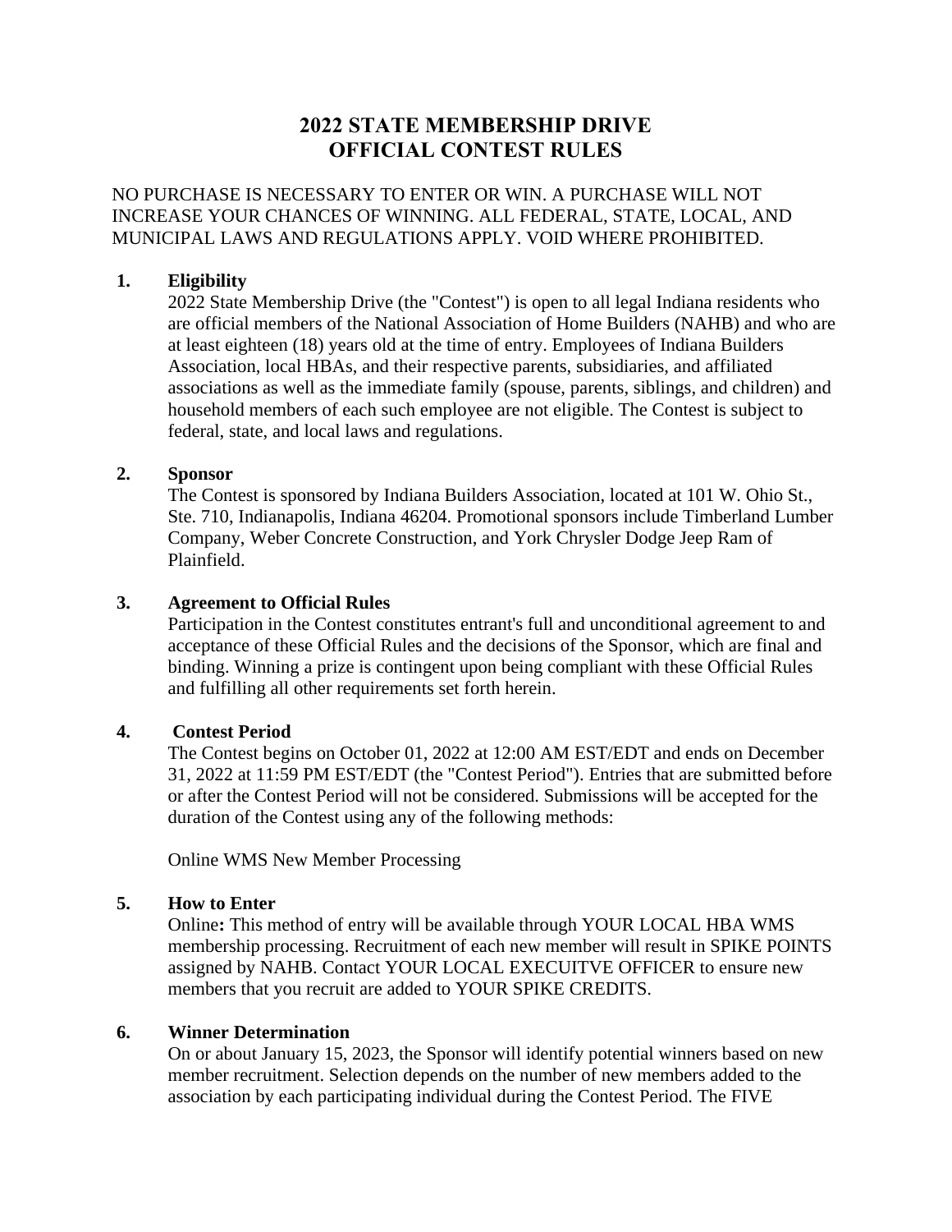# 2022 STATE MEMBERSHIP DRIVE
# OFFICIAL CONTEST RULES

NO PURCHASE IS NECESSARY TO ENTER OR WIN. A PURCHASE WILL NOT INCREASE YOUR CHANCES OF WINNING. ALL FEDERAL, STATE, LOCAL, AND MUNICIPAL LAWS AND REGULATIONS APPLY. VOID WHERE PROHIBITED.

## 1. Eligibility

2022 State Membership Drive (the "Contest") is open to all legal Indiana residents who are official members of the National Association of Home Builders (NAHB) and who are at least eighteen (18) years old at the time of entry. Employees of Indiana Builders Association, local HBAs, and their respective parents, subsidiaries, and affiliated associations as well as the immediate family (spouse, parents, siblings, and children) and household members of each such employee are not eligible. The Contest is subject to federal, state, and local laws and regulations.

## 2. Sponsor

The Contest is sponsored by Indiana Builders Association, located at 101 W. Ohio St., Ste. 710, Indianapolis, Indiana 46204. Promotional sponsors include Timberland Lumber Company, Weber Concrete Construction, and York Chrysler Dodge Jeep Ram of Plainfield.

## 3. Agreement to Official Rules

Participation in the Contest constitutes entrant's full and unconditional agreement to and acceptance of these Official Rules and the decisions of the Sponsor, which are final and binding. Winning a prize is contingent upon being compliant with these Official Rules and fulfilling all other requirements set forth herein.

## 4. Contest Period

The Contest begins on October 01, 2022 at 12:00 AM EST/EDT and ends on December 31, 2022 at 11:59 PM EST/EDT (the "Contest Period"). Entries that are submitted before or after the Contest Period will not be considered. Submissions will be accepted for the duration of the Contest using any of the following methods:

Online WMS New Member Processing

## 5. How to Enter

Online**:** This method of entry will be available through YOUR LOCAL HBA WMS membership processing. Recruitment of each new member will result in SPIKE POINTS assigned by NAHB. Contact YOUR LOCAL EXECUITVE OFFICER to ensure new members that you recruit are added to YOUR SPIKE CREDITS.

## 6. Winner Determination

On or about January 15, 2023, the Sponsor will identify potential winners based on new member recruitment. Selection depends on the number of new members added to the association by each participating individual during the Contest Period. The FIVE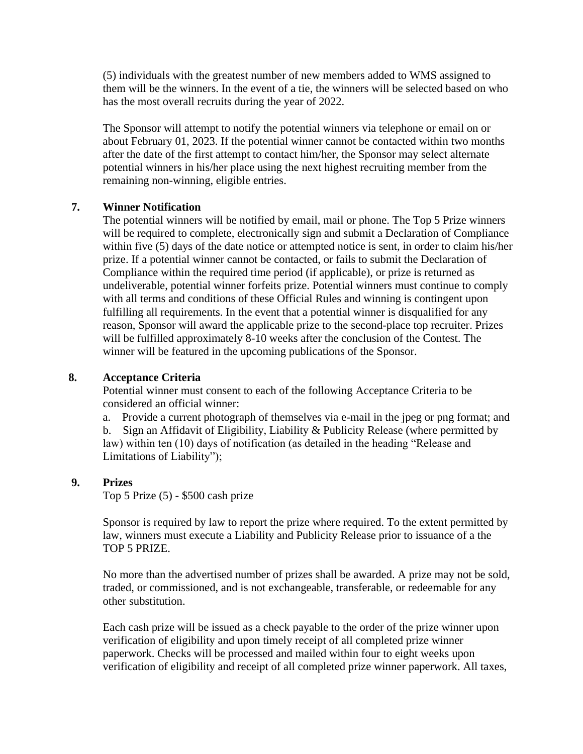(5) individuals with the greatest number of new members added to WMS assigned to them will be the winners. In the event of a tie, the winners will be selected based on who has the most overall recruits during the year of 2022.

The Sponsor will attempt to notify the potential winners via telephone or email on or about February 01, 2023. If the potential winner cannot be contacted within two months after the date of the first attempt to contact him/her, the Sponsor may select alternate potential winners in his/her place using the next highest recruiting member from the remaining non-winning, eligible entries.

## 7. Winner Notification

The potential winners will be notified by email, mail or phone. The Top 5 Prize winners will be required to complete, electronically sign and submit a Declaration of Compliance within five (5) days of the date notice or attempted notice is sent, in order to claim his/her prize. If a potential winner cannot be contacted, or fails to submit the Declaration of Compliance within the required time period (if applicable), or prize is returned as undeliverable, potential winner forfeits prize. Potential winners must continue to comply with all terms and conditions of these Official Rules and winning is contingent upon fulfilling all requirements. In the event that a potential winner is disqualified for any reason, Sponsor will award the applicable prize to the second-place top recruiter. Prizes will be fulfilled approximately 8-10 weeks after the conclusion of the Contest. The winner will be featured in the upcoming publications of the Sponsor.

## 8. Acceptance Criteria

Potential winner must consent to each of the following Acceptance Criteria to be considered an official winner:

a. Provide a current photograph of themselves via e-mail in the jpeg or png format; and

b. Sign an Affidavit of Eligibility, Liability & Publicity Release (where permitted by law) within ten (10) days of notification (as detailed in the heading "Release and Limitations of Liability");

## 9. Prizes

Top 5 Prize (5) - $500 cash prize

Sponsor is required by law to report the prize where required. To the extent permitted by law, winners must execute a Liability and Publicity Release prior to issuance of a the TOP 5 PRIZE.

No more than the advertised number of prizes shall be awarded. A prize may not be sold, traded, or commissioned, and is not exchangeable, transferable, or redeemable for any other substitution.

Each cash prize will be issued as a check payable to the order of the prize winner upon verification of eligibility and upon timely receipt of all completed prize winner paperwork. Checks will be processed and mailed within four to eight weeks upon verification of eligibility and receipt of all completed prize winner paperwork. All taxes,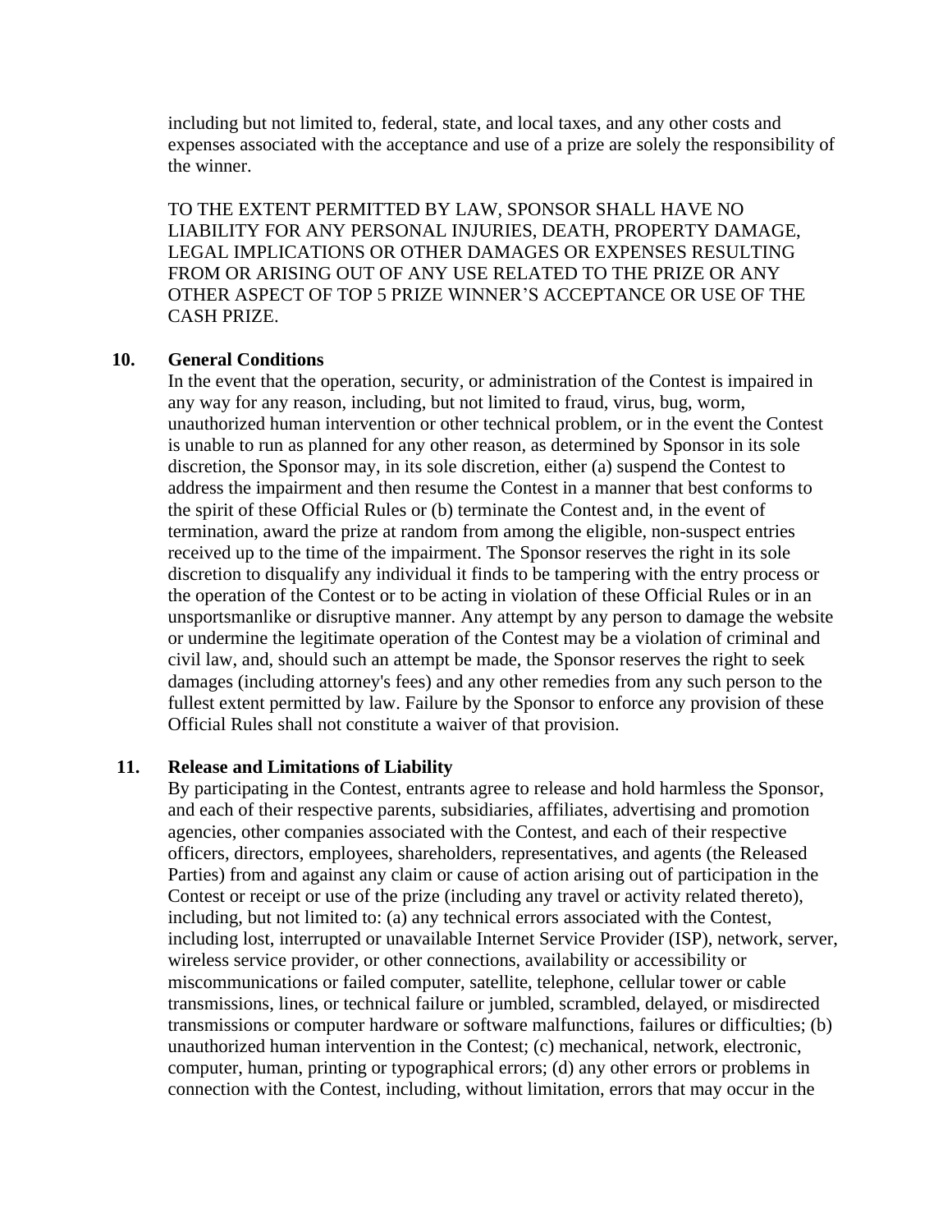including but not limited to, federal, state, and local taxes, and any other costs and expenses associated with the acceptance and use of a prize are solely the responsibility of the winner.

TO THE EXTENT PERMITTED BY LAW, SPONSOR SHALL HAVE NO LIABILITY FOR ANY PERSONAL INJURIES, DEATH, PROPERTY DAMAGE, LEGAL IMPLICATIONS OR OTHER DAMAGES OR EXPENSES RESULTING FROM OR ARISING OUT OF ANY USE RELATED TO THE PRIZE OR ANY OTHER ASPECT OF TOP 5 PRIZE WINNER'S ACCEPTANCE OR USE OF THE CASH PRIZE.

**10. General Conditions**

In the event that the operation, security, or administration of the Contest is impaired in any way for any reason, including, but not limited to fraud, virus, bug, worm, unauthorized human intervention or other technical problem, or in the event the Contest is unable to run as planned for any other reason, as determined by Sponsor in its sole discretion, the Sponsor may, in its sole discretion, either (a) suspend the Contest to address the impairment and then resume the Contest in a manner that best conforms to the spirit of these Official Rules or (b) terminate the Contest and, in the event of termination, award the prize at random from among the eligible, non-suspect entries received up to the time of the impairment. The Sponsor reserves the right in its sole discretion to disqualify any individual it finds to be tampering with the entry process or the operation of the Contest or to be acting in violation of these Official Rules or in an unsportsmanlike or disruptive manner. Any attempt by any person to damage the website or undermine the legitimate operation of the Contest may be a violation of criminal and civil law, and, should such an attempt be made, the Sponsor reserves the right to seek damages (including attorney's fees) and any other remedies from any such person to the fullest extent permitted by law. Failure by the Sponsor to enforce any provision of these Official Rules shall not constitute a waiver of that provision.

**11. Release and Limitations of Liability**

By participating in the Contest, entrants agree to release and hold harmless the Sponsor, and each of their respective parents, subsidiaries, affiliates, advertising and promotion agencies, other companies associated with the Contest, and each of their respective officers, directors, employees, shareholders, representatives, and agents (the Released Parties) from and against any claim or cause of action arising out of participation in the Contest or receipt or use of the prize (including any travel or activity related thereto), including, but not limited to: (a) any technical errors associated with the Contest, including lost, interrupted or unavailable Internet Service Provider (ISP), network, server, wireless service provider, or other connections, availability or accessibility or miscommunications or failed computer, satellite, telephone, cellular tower or cable transmissions, lines, or technical failure or jumbled, scrambled, delayed, or misdirected transmissions or computer hardware or software malfunctions, failures or difficulties; (b) unauthorized human intervention in the Contest; (c) mechanical, network, electronic, computer, human, printing or typographical errors; (d) any other errors or problems in connection with the Contest, including, without limitation, errors that may occur in the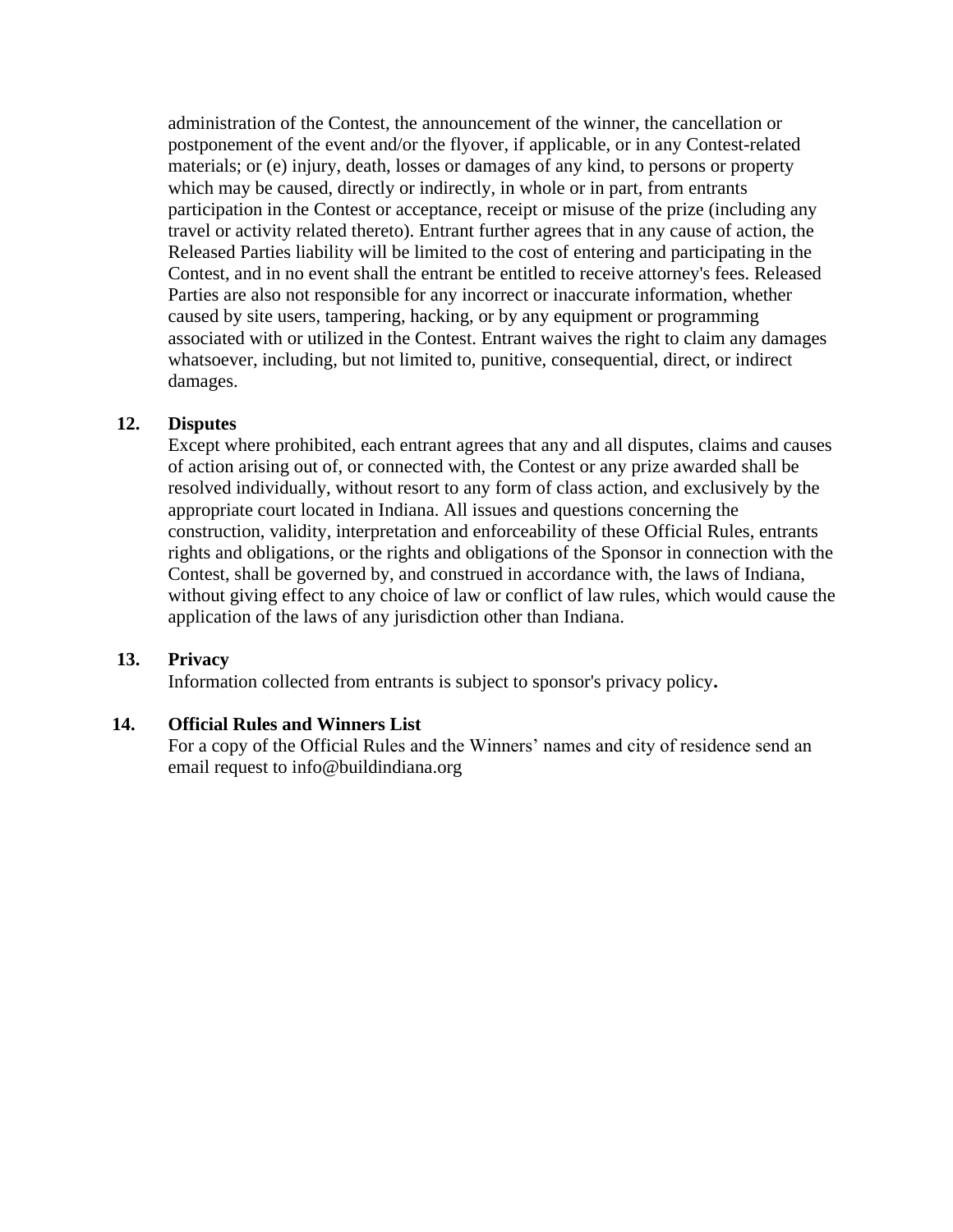administration of the Contest, the announcement of the winner, the cancellation or postponement of the event and/or the flyover, if applicable, or in any Contest-related materials; or (e) injury, death, losses or damages of any kind, to persons or property which may be caused, directly or indirectly, in whole or in part, from entrants participation in the Contest or acceptance, receipt or misuse of the prize (including any travel or activity related thereto). Entrant further agrees that in any cause of action, the Released Parties liability will be limited to the cost of entering and participating in the Contest, and in no event shall the entrant be entitled to receive attorney's fees. Released Parties are also not responsible for any incorrect or inaccurate information, whether caused by site users, tampering, hacking, or by any equipment or programming associated with or utilized in the Contest. Entrant waives the right to claim any damages whatsoever, including, but not limited to, punitive, consequential, direct, or indirect damages.

**12. Disputes**

Except where prohibited, each entrant agrees that any and all disputes, claims and causes of action arising out of, or connected with, the Contest or any prize awarded shall be resolved individually, without resort to any form of class action, and exclusively by the appropriate court located in Indiana. All issues and questions concerning the construction, validity, interpretation and enforceability of these Official Rules, entrants rights and obligations, or the rights and obligations of the Sponsor in connection with the Contest, shall be governed by, and construed in accordance with, the laws of Indiana, without giving effect to any choice of law or conflict of law rules, which would cause the application of the laws of any jurisdiction other than Indiana.

**13. Privacy**

Information collected from entrants is subject to sponsor's privacy policy**.**

**14. Official Rules and Winners List**

For a copy of the Official Rules and the Winners' names and city of residence send an email request to info@buildindiana.org